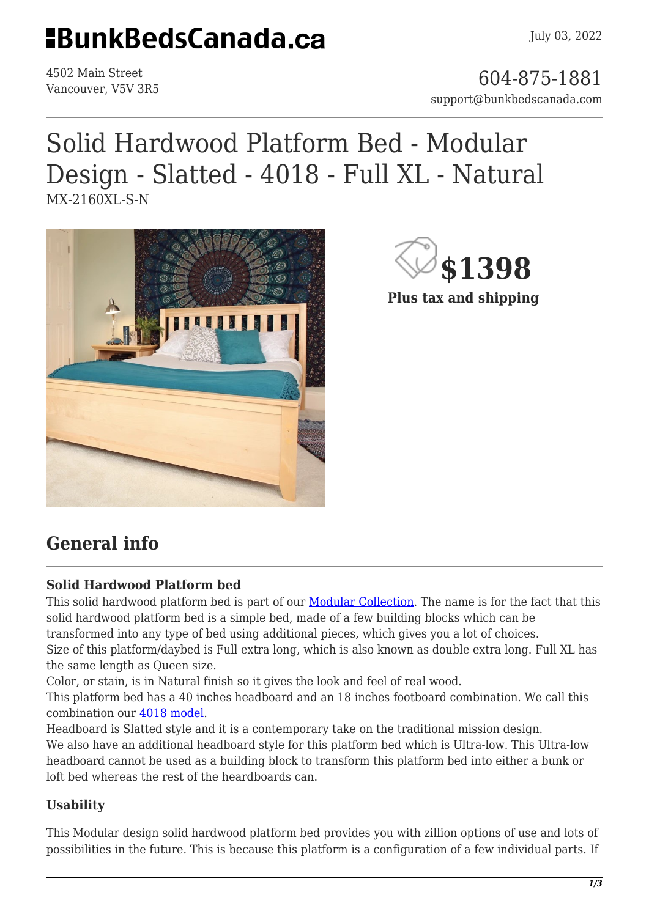# BunkBedsCanada.ca

July 03, 2022

4502 Main Street
Vancouver, V5V 3R5

604-875-1881
support@bunkbedscanada.com

# Solid Hardwood Platform Bed - Modular Design - Slatted - 4018 - Full XL - Natural

MX-2160XL-S-N

**$1398**

**Plus tax and shipping**

## General info

### Solid Hardwood Platform bed

This solid hardwood platform bed is part of our [Modular Collection](). The name is for the fact that this solid hardwood platform bed is a simple bed, made of a few building blocks which can be transformed into any type of bed using additional pieces, which gives you a lot of choices.
Size of this platform/daybed is Full extra long, which is also known as double extra long. Full XL has the same length as Queen size.
Color, or stain, is in Natural finish so it gives the look and feel of real wood.
This platform bed has a 40 inches headboard and an 18 inches footboard combination. We call this combination our [4018 model]().
Headboard is Slatted style and it is a contemporary take on the traditional mission design.
We also have an additional headboard style for this platform bed which is Ultra-low. This Ultra-low headboard cannot be used as a building block to transform this platform bed into either a bunk or loft bed whereas the rest of the heardboards can.

### Usability

This Modular design solid hardwood platform bed provides you with zillion options of use and lots of possibilities in the future. This is because this platform is a configuration of a few individual parts. If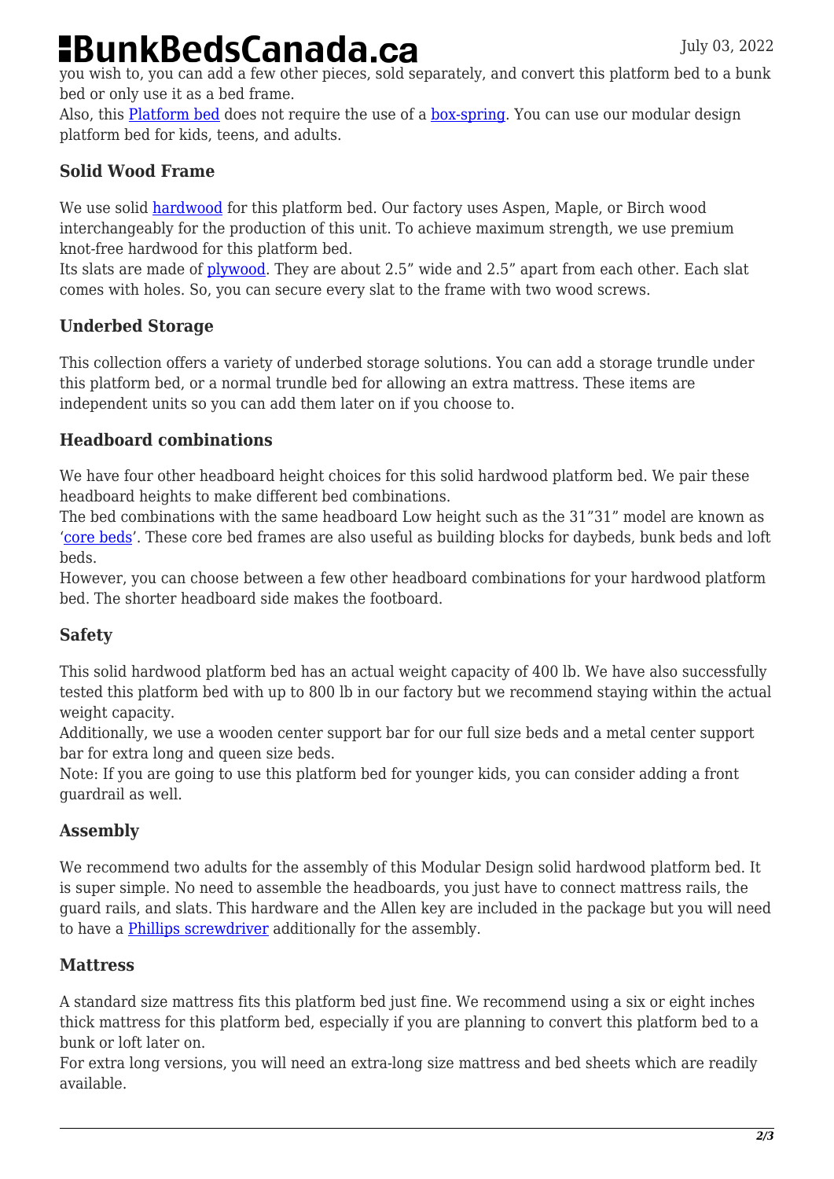you wish to, you can add a few other pieces, sold separately, and convert this platform bed to a bunk bed or only use it as a bed frame.
Also, this Platform bed does not require the use of a box-spring. You can use our modular design platform bed for kids, teens, and adults.

### Solid Wood Frame

We use solid hardwood for this platform bed. Our factory uses Aspen, Maple, or Birch wood interchangeably for the production of this unit. To achieve maximum strength, we use premium knot-free hardwood for this platform bed.
Its slats are made of plywood. They are about 2.5" wide and 2.5" apart from each other. Each slat comes with holes. So, you can secure every slat to the frame with two wood screws.

### Underbed Storage

This collection offers a variety of underbed storage solutions. You can add a storage trundle under this platform bed, or a normal trundle bed for allowing an extra mattress. These items are independent units so you can add them later on if you choose to.

### Headboard combinations

We have four other headboard height choices for this solid hardwood platform bed. We pair these headboard heights to make different bed combinations.
The bed combinations with the same headboard Low height such as the 31"31" model are known as 'core beds'. These core bed frames are also useful as building blocks for daybeds, bunk beds and loft beds.
However, you can choose between a few other headboard combinations for your hardwood platform bed. The shorter headboard side makes the footboard.

### Safety

This solid hardwood platform bed has an actual weight capacity of 400 lb. We have also successfully tested this platform bed with up to 800 lb in our factory but we recommend staying within the actual weight capacity.
Additionally, we use a wooden center support bar for our full size beds and a metal center support bar for extra long and queen size beds.
Note: If you are going to use this platform bed for younger kids, you can consider adding a front guardrail as well.

### Assembly

We recommend two adults for the assembly of this Modular Design solid hardwood platform bed. It is super simple. No need to assemble the headboards, you just have to connect mattress rails, the guard rails, and slats. This hardware and the Allen key are included in the package but you will need to have a Phillips screwdriver additionally for the assembly.

### Mattress

A standard size mattress fits this platform bed just fine. We recommend using a six or eight inches thick mattress for this platform bed, especially if you are planning to convert this platform bed to a bunk or loft later on.
For extra long versions, you will need an extra-long size mattress and bed sheets which are readily available.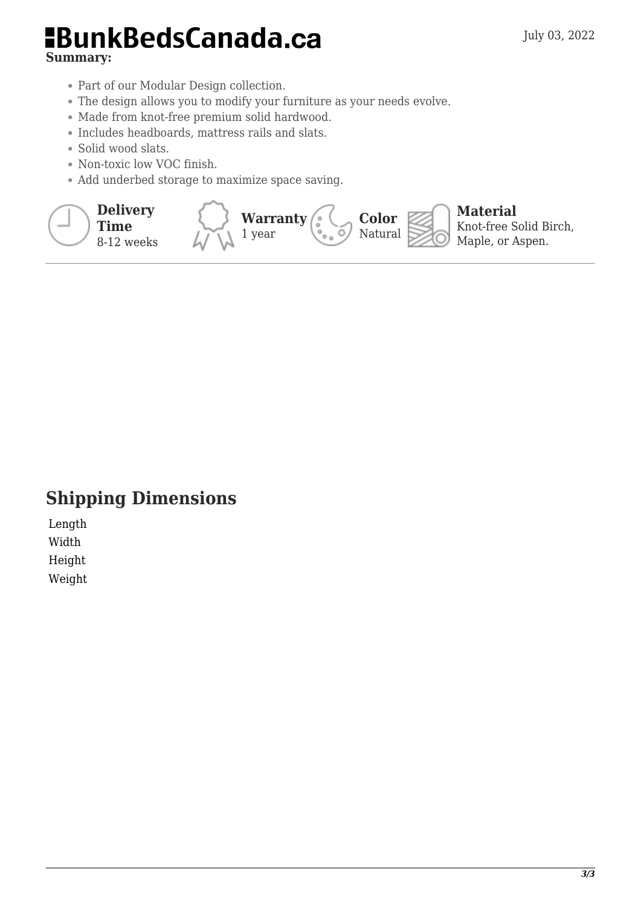**Summary:**

- Part of our Modular Design collection.
- The design allows you to modify your furniture as your needs evolve.
- Made from knot-free premium solid hardwood.
- Includes headboards, mattress rails and slats.
- Solid wood slats.
- Non-toxic low VOC finish.
- Add underbed storage to maximize space saving.

**Delivery Time**
8-12 weeks

**Warranty**
1 year

**Color**
Natural

**Material**
Knot-free Solid Birch, Maple, or Aspen.

## Shipping Dimensions

| | |
|---|---|
| Length | |
| Width | |
| Height | |
| Weight | |